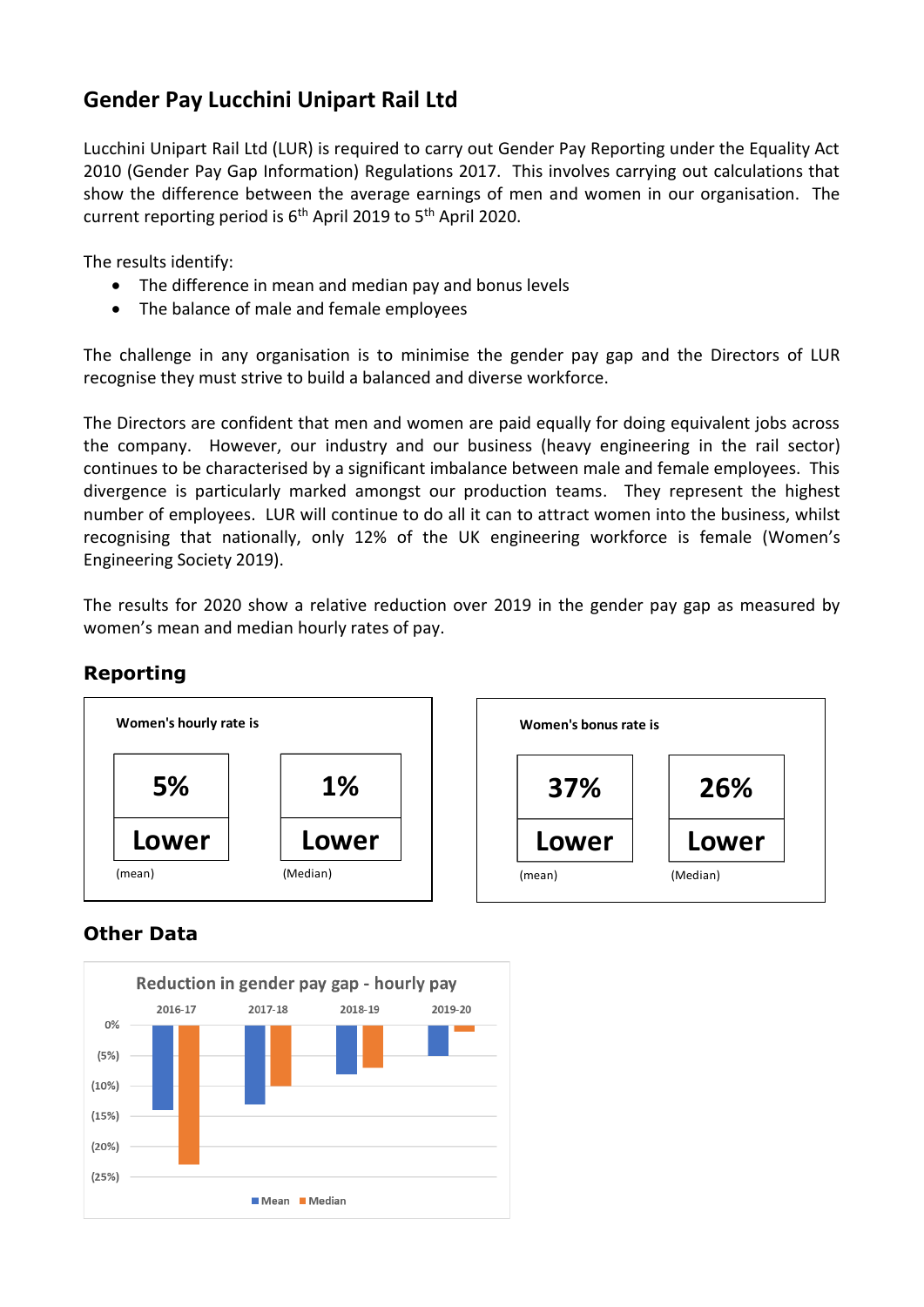# Gender Pay Lucchini Unipart Rail Ltd

Lucchini Unipart Rail Ltd (LUR) is required to carry out Gender Pay Reporting under the Equality Act 2010 (Gender Pay Gap Information) Regulations 2017. This involves carrying out calculations that show the difference between the average earnings of men and women in our organisation. The current reporting period is 6th April 2019 to 5th April 2020.

The results identify:

- The difference in mean and median pay and bonus levels
- The balance of male and female employees

The challenge in any organisation is to minimise the gender pay gap and the Directors of LUR recognise they must strive to build a balanced and diverse workforce.

The Directors are confident that men and women are paid equally for doing equivalent jobs across the company. However, our industry and our business (heavy engineering in the rail sector) continues to be characterised by a significant imbalance between male and female employees. This divergence is particularly marked amongst our production teams. They represent the highest number of employees. LUR will continue to do all it can to attract women into the business, whilst recognising that nationally, only 12% of the UK engineering workforce is female (Women's Engineering Society 2019).

The results for 2020 show a relative reduction over 2019 in the gender pay gap as measured by women's mean and median hourly rates of pay.

## Reporting

**Women's hourly rate is**

| 5% Lower (mean) | 1% Lower (Median) |
|---|---|

**Women's bonus rate is**

| 37% Lower (mean) | 26% Lower (Median) |
|---|---|

## Other Data

Reduction in gender pay gap - hourly pay

| | 2016-17 | 2017-18 | 2018-19 | 2019-20 |
|---|---|---|---|---|
| Mean | (14%) | (13%) | (8%) | (5%) |
| Median | (23%) | (10%) | (7%) | (1%) |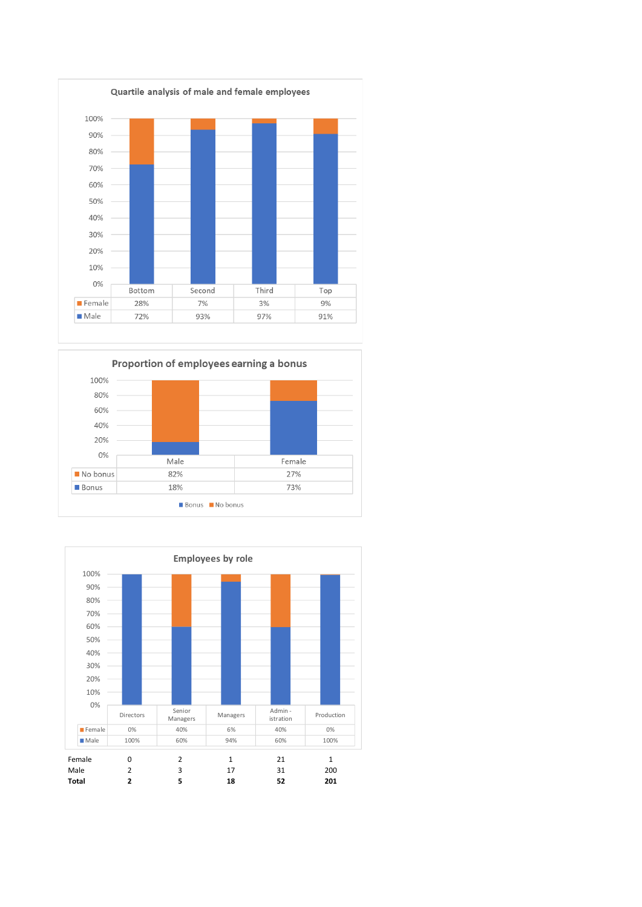Quartile analysis of male and female employees

100%
90%
80%
70%
60%
50%
40%
30%
20%
10%
0%

Bottom Second Third Top

Female 28% 7% 3% 9%

Male 72% 93% 97% 91%

Proportion of employees earning a bonus

100%
80%
60%
40%
20%
0%

Male Female

No bonus 82% 27%

Bonus 18% 73%

Bonus No bonus

Employees by role

100%
90%
80%
70%
60%
50%
40%
30%
20%
10%
0%

Directors Senior Managers Managers Admin - istration Production

Female 0% 40% 6% 40% 0%

Male 100% 60% 94% 60% 100%

| | | | | | |
|---|---|---|---|---|---|
| Female | 0 | 2 | 1 | 21 | 1 |
| Male | 2 | 3 | 17 | 31 | 200 |
| **Total** | **2** | **5** | **18** | **52** | **201** |